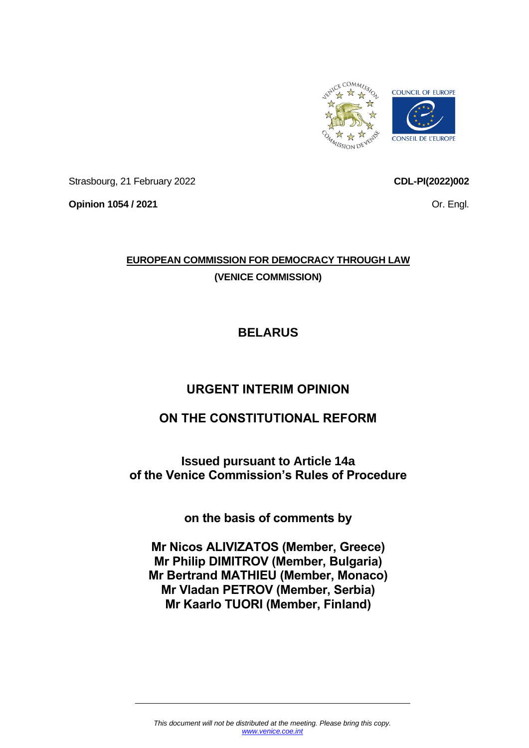Strasbourg, 21 February 2022

**CDL-PI(2022)002**

**Opinion 1054 / 2021**

Or. Engl.

**EUROPEAN COMMISSION FOR DEMOCRACY THROUGH LAW**

**(VENICE COMMISSION)**

# BELARUS

# URGENT INTERIM OPINION

# ON THE CONSTITUTIONAL REFORM

## Issued pursuant to Article 14a of the Venice Commission's Rules of Procedure

**on the basis of comments by**

**Mr Nicos ALIVIZATOS (Member, Greece)**
**Mr Philip DIMITROV (Member, Bulgaria)**
**Mr Bertrand MATHIEU (Member, Monaco)**
**Mr Vladan PETROV (Member, Serbia)**
**Mr Kaarlo TUORI (Member, Finland)**

*This document will not be distributed at the meeting. Please bring this copy.*
*www.venice.coe.int*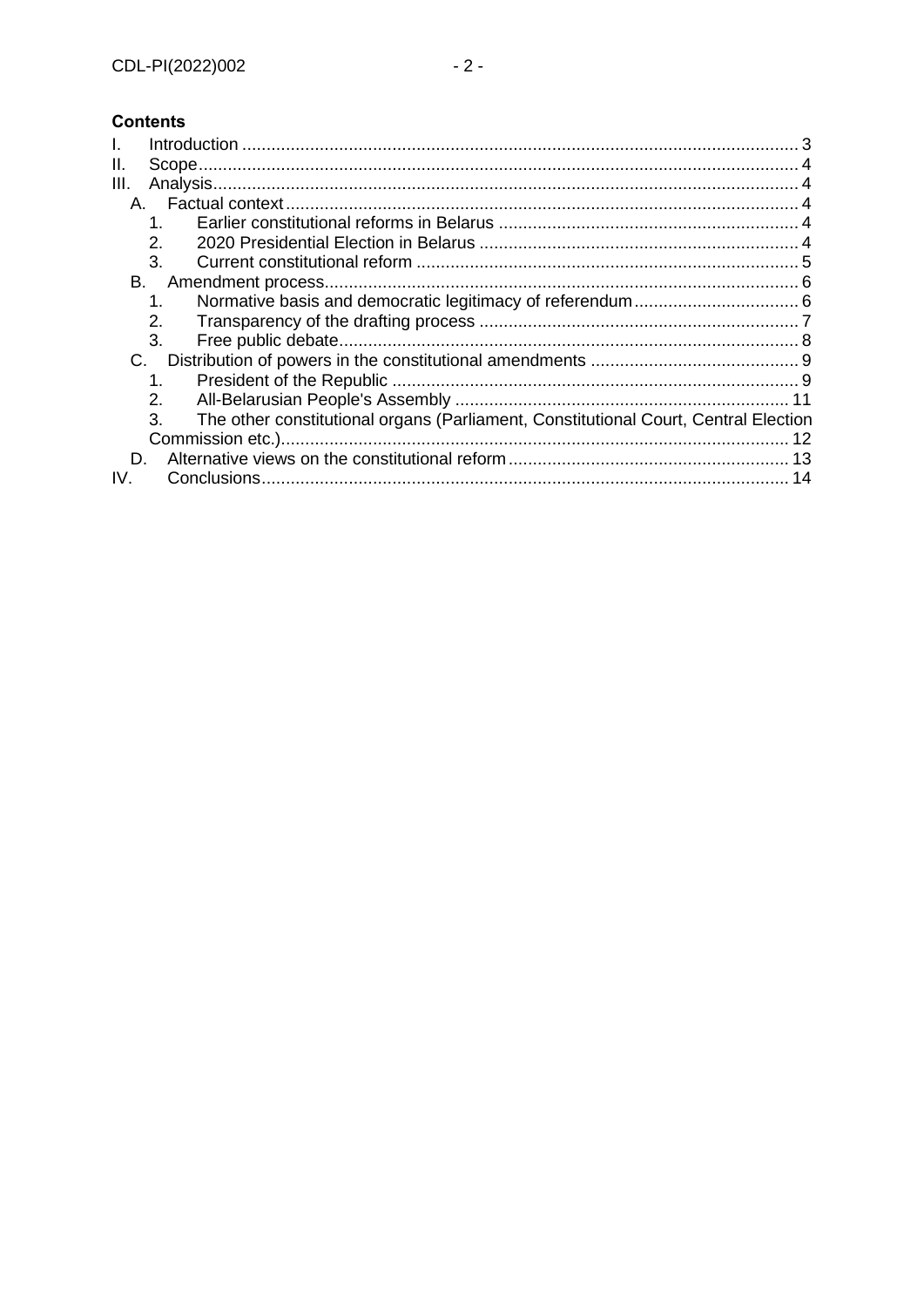**Contents**

I. Introduction ........................................................................................................ 3
II. Scope ................................................................................................................. 4
III. Analysis .............................................................................................................. 4
  A. Factual context ................................................................................................ 4
    1. Earlier constitutional reforms in Belarus ................................................... 4
    2. 2020 Presidential Election in Belarus ....................................................... 4
    3. Current constitutional reform .................................................................... 5
  B. Amendment process ........................................................................................ 6
    1. Normative basis and democratic legitimacy of referendum ......................... 6
    2. Transparency of the drafting process ........................................................ 7
    3. Free public debate ..................................................................................... 8
  C. Distribution of powers in the constitutional amendments ................................ 9
    1. President of the Republic .......................................................................... 9
    2. All-Belarusian People's Assembly ............................................................ 11
    3. The other constitutional organs (Parliament, Constitutional Court, Central Election Commission etc.) ................................................................................................ 12
  D. Alternative views on the constitutional reform ................................................ 13
IV. Conclusions ....................................................................................................... 14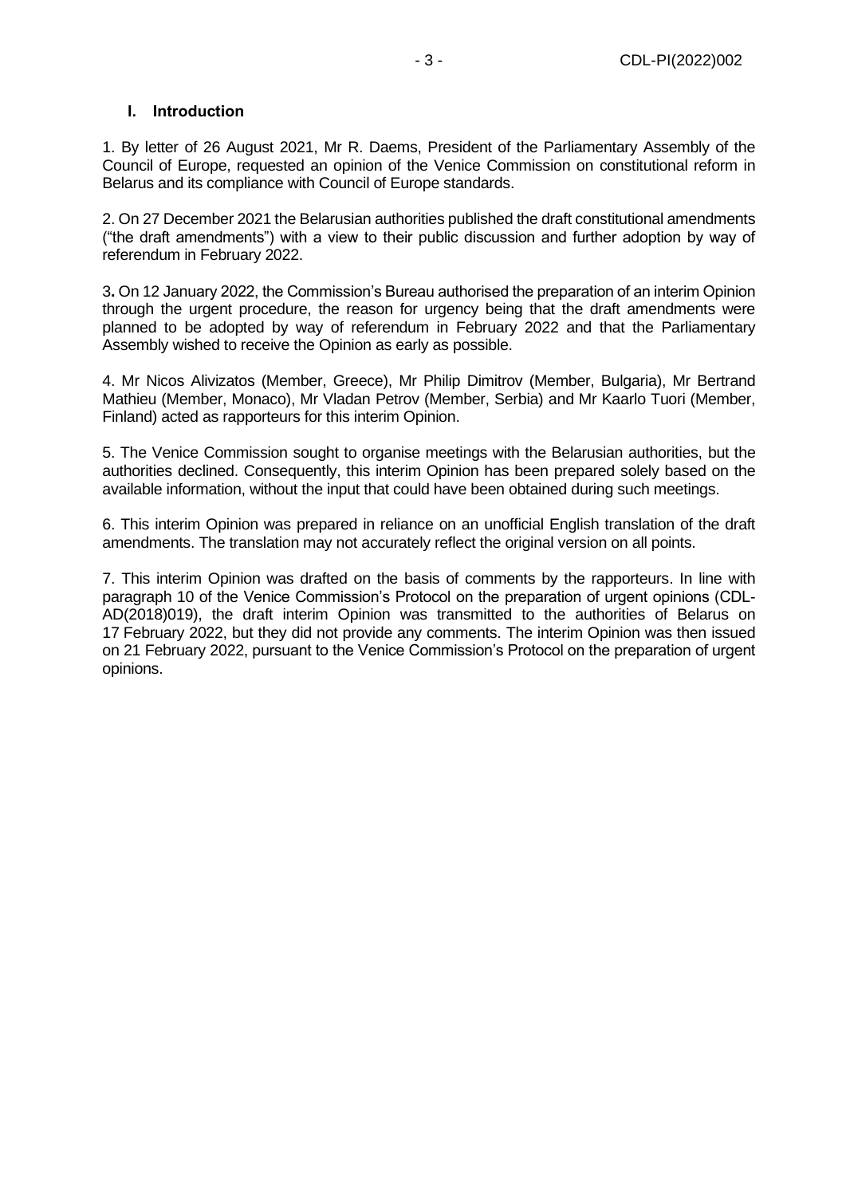## I. Introduction

1. By letter of 26 August 2021, Mr R. Daems, President of the Parliamentary Assembly of the Council of Europe, requested an opinion of the Venice Commission on constitutional reform in Belarus and its compliance with Council of Europe standards.

2. On 27 December 2021 the Belarusian authorities published the draft constitutional amendments ("the draft amendments") with a view to their public discussion and further adoption by way of referendum in February 2022.

3**.** On 12 January 2022, the Commission's Bureau authorised the preparation of an interim Opinion through the urgent procedure, the reason for urgency being that the draft amendments were planned to be adopted by way of referendum in February 2022 and that the Parliamentary Assembly wished to receive the Opinion as early as possible.

4. Mr Nicos Alivizatos (Member, Greece), Mr Philip Dimitrov (Member, Bulgaria), Mr Bertrand Mathieu (Member, Monaco), Mr Vladan Petrov (Member, Serbia) and Mr Kaarlo Tuori (Member, Finland) acted as rapporteurs for this interim Opinion.

5. The Venice Commission sought to organise meetings with the Belarusian authorities, but the authorities declined. Consequently, this interim Opinion has been prepared solely based on the available information, without the input that could have been obtained during such meetings.

6. This interim Opinion was prepared in reliance on an unofficial English translation of the draft amendments. The translation may not accurately reflect the original version on all points.

7. This interim Opinion was drafted on the basis of comments by the rapporteurs. In line with paragraph 10 of the Venice Commission's Protocol on the preparation of urgent opinions (CDL-AD(2018)019), the draft interim Opinion was transmitted to the authorities of Belarus on 17 February 2022, but they did not provide any comments. The interim Opinion was then issued on 21 February 2022, pursuant to the Venice Commission's Protocol on the preparation of urgent opinions.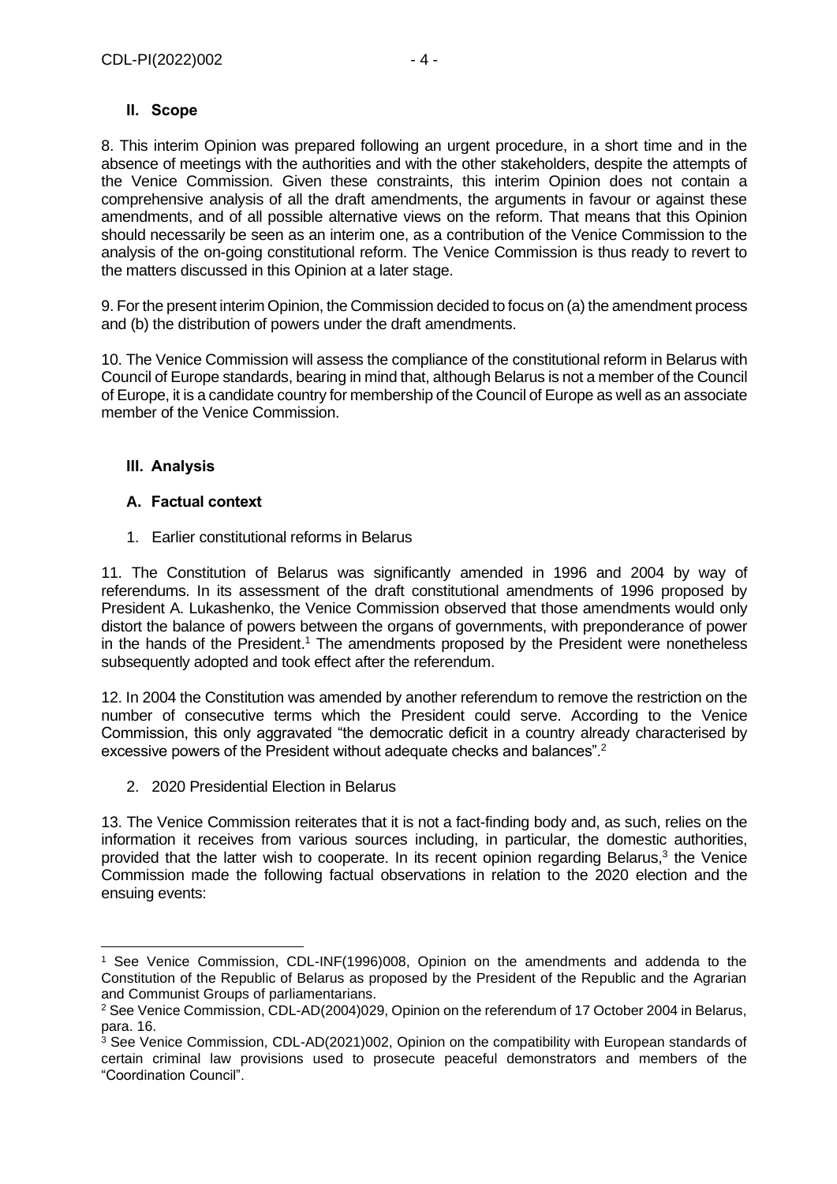## II. Scope

8. This interim Opinion was prepared following an urgent procedure, in a short time and in the absence of meetings with the authorities and with the other stakeholders, despite the attempts of the Venice Commission. Given these constraints, this interim Opinion does not contain a comprehensive analysis of all the draft amendments, the arguments in favour or against these amendments, and of all possible alternative views on the reform. That means that this Opinion should necessarily be seen as an interim one, as a contribution of the Venice Commission to the analysis of the on-going constitutional reform. The Venice Commission is thus ready to revert to the matters discussed in this Opinion at a later stage.

9. For the present interim Opinion, the Commission decided to focus on (a) the amendment process and (b) the distribution of powers under the draft amendments.

10. The Venice Commission will assess the compliance of the constitutional reform in Belarus with Council of Europe standards, bearing in mind that, although Belarus is not a member of the Council of Europe, it is a candidate country for membership of the Council of Europe as well as an associate member of the Venice Commission.

## III. Analysis

### A. Factual context

#### 1. Earlier constitutional reforms in Belarus

11. The Constitution of Belarus was significantly amended in 1996 and 2004 by way of referendums. In its assessment of the draft constitutional amendments of 1996 proposed by President A. Lukashenko, the Venice Commission observed that those amendments would only distort the balance of powers between the organs of governments, with preponderance of power in the hands of the President.[1] The amendments proposed by the President were nonetheless subsequently adopted and took effect after the referendum.

12. In 2004 the Constitution was amended by another referendum to remove the restriction on the number of consecutive terms which the President could serve. According to the Venice Commission, this only aggravated "the democratic deficit in a country already characterised by excessive powers of the President without adequate checks and balances".[2]

#### 2. 2020 Presidential Election in Belarus

13. The Venice Commission reiterates that it is not a fact-finding body and, as such, relies on the information it receives from various sources including, in particular, the domestic authorities, provided that the latter wish to cooperate. In its recent opinion regarding Belarus,[3] the Venice Commission made the following factual observations in relation to the 2020 election and the ensuing events:

---

[1] See Venice Commission, CDL-INF(1996)008, Opinion on the amendments and addenda to the Constitution of the Republic of Belarus as proposed by the President of the Republic and the Agrarian and Communist Groups of parliamentarians.

[2] See Venice Commission, CDL-AD(2004)029, Opinion on the referendum of 17 October 2004 in Belarus, para. 16.

[3] See Venice Commission, CDL-AD(2021)002, Opinion on the compatibility with European standards of certain criminal law provisions used to prosecute peaceful demonstrators and members of the "Coordination Council".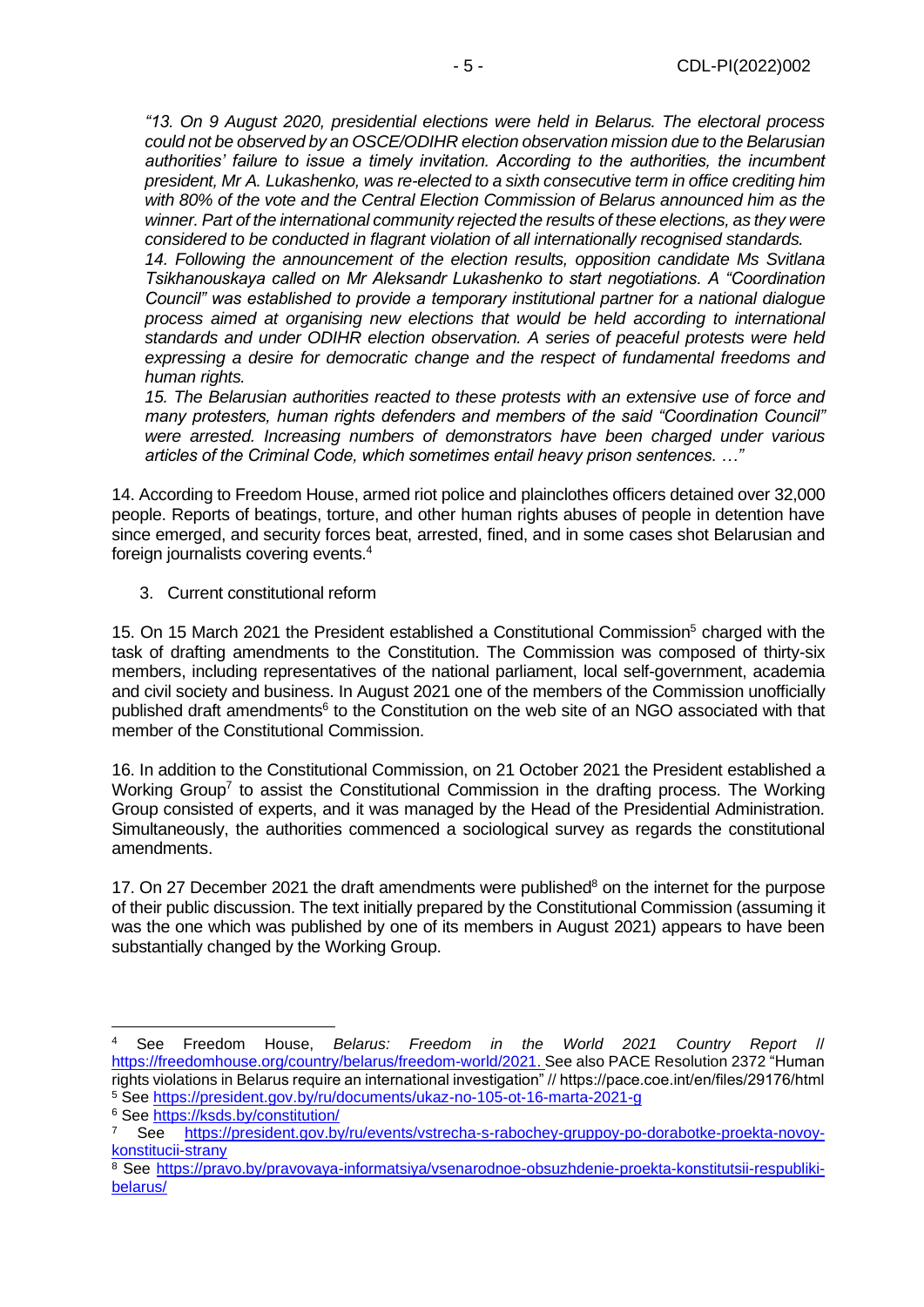*"13. On 9 August 2020, presidential elections were held in Belarus. The electoral process could not be observed by an OSCE/ODIHR election observation mission due to the Belarusian authorities' failure to issue a timely invitation. According to the authorities, the incumbent president, Mr A. Lukashenko, was re-elected to a sixth consecutive term in office crediting him with 80% of the vote and the Central Election Commission of Belarus announced him as the winner. Part of the international community rejected the results of these elections, as they were considered to be conducted in flagrant violation of all internationally recognised standards.*

*14. Following the announcement of the election results, opposition candidate Ms Svitlana Tsikhanouskaya called on Mr Aleksandr Lukashenko to start negotiations. A "Coordination Council" was established to provide a temporary institutional partner for a national dialogue process aimed at organising new elections that would be held according to international standards and under ODIHR election observation. A series of peaceful protests were held expressing a desire for democratic change and the respect of fundamental freedoms and human rights.*

*15. The Belarusian authorities reacted to these protests with an extensive use of force and many protesters, human rights defenders and members of the said "Coordination Council" were arrested. Increasing numbers of demonstrators have been charged under various articles of the Criminal Code, which sometimes entail heavy prison sentences. …"*

14. According to Freedom House, armed riot police and plainclothes officers detained over 32,000 people. Reports of beatings, torture, and other human rights abuses of people in detention have since emerged, and security forces beat, arrested, fined, and in some cases shot Belarusian and foreign journalists covering events.[4]

## 3. Current constitutional reform

15. On 15 March 2021 the President established a Constitutional Commission[5] charged with the task of drafting amendments to the Constitution. The Commission was composed of thirty-six members, including representatives of the national parliament, local self-government, academia and civil society and business. In August 2021 one of the members of the Commission unofficially published draft amendments[6] to the Constitution on the web site of an NGO associated with that member of the Constitutional Commission.

16. In addition to the Constitutional Commission, on 21 October 2021 the President established a Working Group[7] to assist the Constitutional Commission in the drafting process. The Working Group consisted of experts, and it was managed by the Head of the Presidential Administration. Simultaneously, the authorities commenced a sociological survey as regards the constitutional amendments.

17. On 27 December 2021 the draft amendments were published[8] on the internet for the purpose of their public discussion. The text initially prepared by the Constitutional Commission (assuming it was the one which was published by one of its members in August 2021) appears to have been substantially changed by the Working Group.

---

[4] See Freedom House, *Belarus: Freedom in the World 2021 Country Report* // https://freedomhouse.org/country/belarus/freedom-world/2021. See also PACE Resolution 2372 "Human rights violations in Belarus require an international investigation" // https://pace.coe.int/en/files/29176/html

[5] See https://president.gov.by/ru/documents/ukaz-no-105-ot-16-marta-2021-g

[6] See https://ksds.by/constitution/

[7] See https://president.gov.by/ru/events/vstrecha-s-rabochey-gruppoy-po-dorabotke-proekta-novoy-konstitucii-strany

[8] See https://pravo.by/pravovaya-informatsiya/vsenarodnoe-obsuzhdenie-proekta-konstitutsii-respubliki-belarus/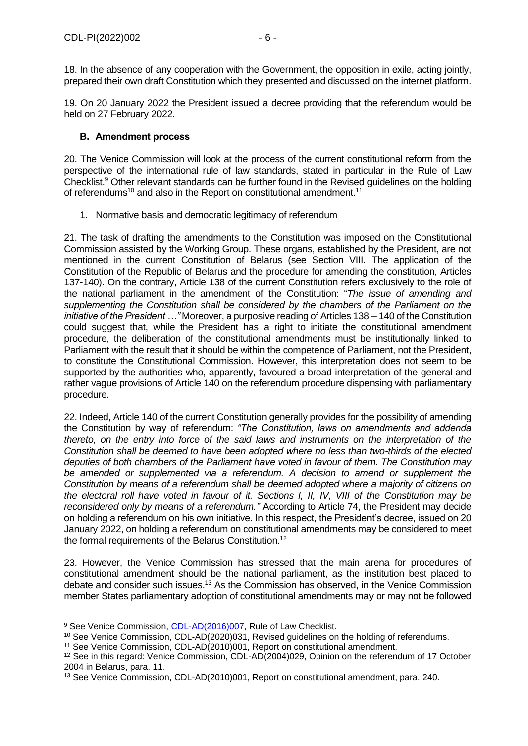18. In the absence of any cooperation with the Government, the opposition in exile, acting jointly, prepared their own draft Constitution which they presented and discussed on the internet platform.

19. On 20 January 2022 the President issued a decree providing that the referendum would be held on 27 February 2022.

### B. Amendment process

20. The Venice Commission will look at the process of the current constitutional reform from the perspective of the international rule of law standards, stated in particular in the Rule of Law Checklist.[9] Other relevant standards can be further found in the Revised guidelines on the holding of referendums[10] and also in the Report on constitutional amendment.[11]

1. Normative basis and democratic legitimacy of referendum

21. The task of drafting the amendments to the Constitution was imposed on the Constitutional Commission assisted by the Working Group. These organs, established by the President, are not mentioned in the current Constitution of Belarus (see Section VIII. The application of the Constitution of the Republic of Belarus and the procedure for amending the constitution, Articles 137-140). On the contrary, Article 138 of the current Constitution refers exclusively to the role of the national parliament in the amendment of the Constitution: "*The issue of amending and supplementing the Constitution shall be considered by the chambers of the Parliament on the initiative of the President …"* Moreover, a purposive reading of Articles 138 – 140 of the Constitution could suggest that, while the President has a right to initiate the constitutional amendment procedure, the deliberation of the constitutional amendments must be institutionally linked to Parliament with the result that it should be within the competence of Parliament, not the President, to constitute the Constitutional Commission. However, this interpretation does not seem to be supported by the authorities who, apparently, favoured a broad interpretation of the general and rather vague provisions of Article 140 on the referendum procedure dispensing with parliamentary procedure.

22. Indeed, Article 140 of the current Constitution generally provides for the possibility of amending the Constitution by way of referendum: *"The Constitution, laws on amendments and addenda thereto, on the entry into force of the said laws and instruments on the interpretation of the Constitution shall be deemed to have been adopted where no less than two-thirds of the elected deputies of both chambers of the Parliament have voted in favour of them. The Constitution may be amended or supplemented via a referendum. A decision to amend or supplement the Constitution by means of a referendum shall be deemed adopted where a majority of citizens on the electoral roll have voted in favour of it. Sections I, II, IV, VIII of the Constitution may be reconsidered only by means of a referendum."* According to Article 74, the President may decide on holding a referendum on his own initiative. In this respect, the President's decree, issued on 20 January 2022, on holding a referendum on constitutional amendments may be considered to meet the formal requirements of the Belarus Constitution.[12]

23. However, the Venice Commission has stressed that the main arena for procedures of constitutional amendment should be the national parliament, as the institution best placed to debate and consider such issues.[13] As the Commission has observed, in the Venice Commission member States parliamentary adoption of constitutional amendments may or may not be followed

---

[9] See Venice Commission, CDL-AD(2016)007, Rule of Law Checklist.

[10] See Venice Commission, CDL-AD(2020)031, Revised guidelines on the holding of referendums.

[11] See Venice Commission, CDL-AD(2010)001, Report on constitutional amendment.

[12] See in this regard: Venice Commission, CDL-AD(2004)029, Opinion on the referendum of 17 October 2004 in Belarus, para. 11.

[13] See Venice Commission, CDL-AD(2010)001, Report on constitutional amendment, para. 240.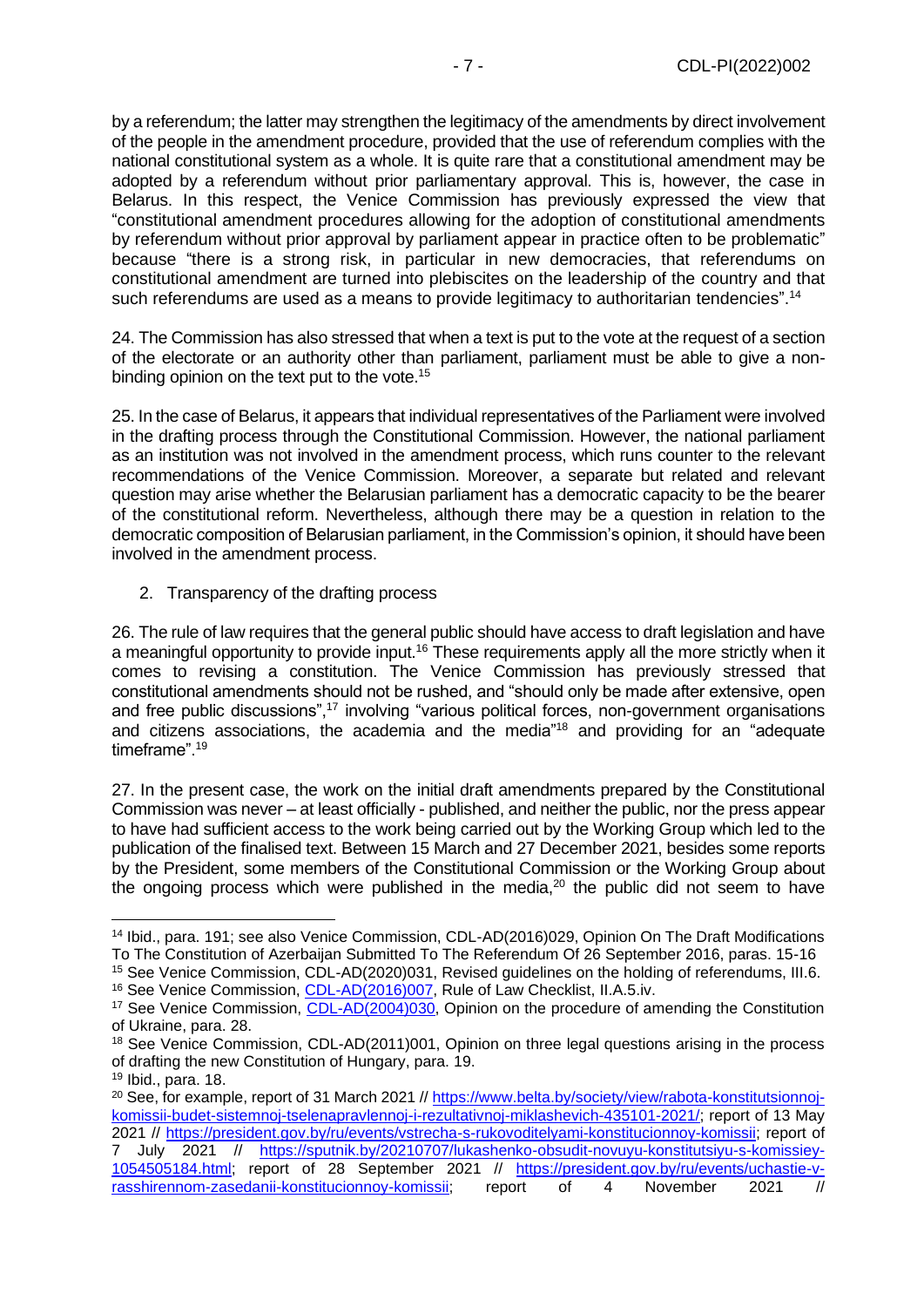by a referendum; the latter may strengthen the legitimacy of the amendments by direct involvement of the people in the amendment procedure, provided that the use of referendum complies with the national constitutional system as a whole. It is quite rare that a constitutional amendment may be adopted by a referendum without prior parliamentary approval. This is, however, the case in Belarus. In this respect, the Venice Commission has previously expressed the view that "constitutional amendment procedures allowing for the adoption of constitutional amendments by referendum without prior approval by parliament appear in practice often to be problematic" because "there is a strong risk, in particular in new democracies, that referendums on constitutional amendment are turned into plebiscites on the leadership of the country and that such referendums are used as a means to provide legitimacy to authoritarian tendencies".[14]

24. The Commission has also stressed that when a text is put to the vote at the request of a section of the electorate or an authority other than parliament, parliament must be able to give a non-binding opinion on the text put to the vote.[15]

25. In the case of Belarus, it appears that individual representatives of the Parliament were involved in the drafting process through the Constitutional Commission. However, the national parliament as an institution was not involved in the amendment process, which runs counter to the relevant recommendations of the Venice Commission. Moreover, a separate but related and relevant question may arise whether the Belarusian parliament has a democratic capacity to be the bearer of the constitutional reform. Nevertheless, although there may be a question in relation to the democratic composition of Belarusian parliament, in the Commission's opinion, it should have been involved in the amendment process.

2. Transparency of the drafting process

26. The rule of law requires that the general public should have access to draft legislation and have a meaningful opportunity to provide input.[16] These requirements apply all the more strictly when it comes to revising a constitution. The Venice Commission has previously stressed that constitutional amendments should not be rushed, and "should only be made after extensive, open and free public discussions",[17] involving "various political forces, non-government organisations and citizens associations, the academia and the media"[18] and providing for an "adequate timeframe".[19]

27. In the present case, the work on the initial draft amendments prepared by the Constitutional Commission was never – at least officially - published, and neither the public, nor the press appear to have had sufficient access to the work being carried out by the Working Group which led to the publication of the finalised text. Between 15 March and 27 December 2021, besides some reports by the President, some members of the Constitutional Commission or the Working Group about the ongoing process which were published in the media,[20] the public did not seem to have

---

[14] Ibid., para. 191; see also Venice Commission, CDL-AD(2016)029, Opinion On The Draft Modifications To The Constitution of Azerbaijan Submitted To The Referendum Of 26 September 2016, paras. 15-16

[15] See Venice Commission, CDL-AD(2020)031, Revised guidelines on the holding of referendums, III.6.

[16] See Venice Commission, CDL-AD(2016)007, Rule of Law Checklist, II.A.5.iv.

[17] See Venice Commission, CDL-AD(2004)030, Opinion on the procedure of amending the Constitution of Ukraine, para. 28.

[18] See Venice Commission, CDL-AD(2011)001, Opinion on three legal questions arising in the process of drafting the new Constitution of Hungary, para. 19.

[19] Ibid., para. 18.

[20] See, for example, report of 31 March 2021 // https://www.belta.by/society/view/rabota-konstitutsionnoj-komissii-budet-sistemnoj-tselenapravlennoj-i-rezultativnoj-miklashevich-435101-2021/; report of 13 May 2021 // https://president.gov.by/ru/events/vstrecha-s-rukovoditelyami-konstitucionnoy-komissii; report of 7 July 2021 // https://sputnik.by/20210707/lukashenko-obsudit-novuyu-konstitutsiyu-s-komissiey-1054505184.html; report of 28 September 2021 // https://president.gov.by/ru/events/uchastie-v-rasshirennom-zasedanii-konstitucionnoy-komissii; report of 4 November 2021 //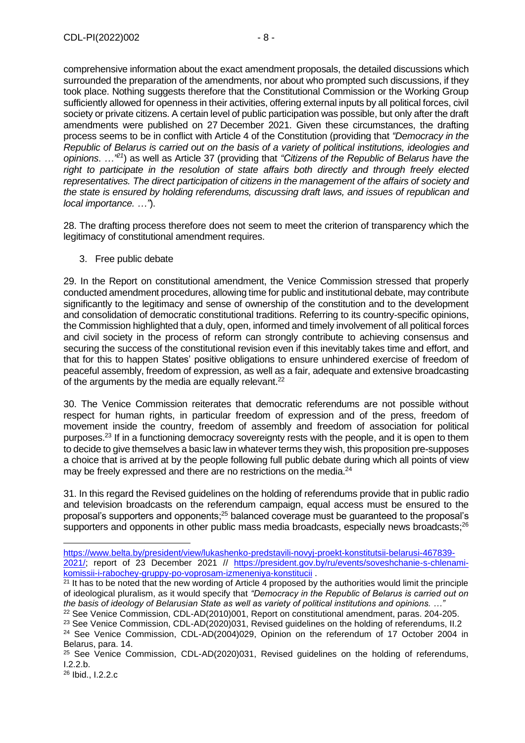comprehensive information about the exact amendment proposals, the detailed discussions which surrounded the preparation of the amendments, nor about who prompted such discussions, if they took place. Nothing suggests therefore that the Constitutional Commission or the Working Group sufficiently allowed for openness in their activities, offering external inputs by all political forces, civil society or private citizens. A certain level of public participation was possible, but only after the draft amendments were published on 27 December 2021. Given these circumstances, the drafting process seems to be in conflict with Article 4 of the Constitution (providing that *"Democracy in the Republic of Belarus is carried out on the basis of a variety of political institutions, ideologies and opinions. …"*[21]) as well as Article 37 (providing that *"Citizens of the Republic of Belarus have the right to participate in the resolution of state affairs both directly and through freely elected representatives. The direct participation of citizens in the management of the affairs of society and the state is ensured by holding referendums, discussing draft laws, and issues of republican and local importance. …"*).

28. The drafting process therefore does not seem to meet the criterion of transparency which the legitimacy of constitutional amendment requires.

3. Free public debate

29. In the Report on constitutional amendment, the Venice Commission stressed that properly conducted amendment procedures, allowing time for public and institutional debate, may contribute significantly to the legitimacy and sense of ownership of the constitution and to the development and consolidation of democratic constitutional traditions. Referring to its country-specific opinions, the Commission highlighted that a duly, open, informed and timely involvement of all political forces and civil society in the process of reform can strongly contribute to achieving consensus and securing the success of the constitutional revision even if this inevitably takes time and effort, and that for this to happen States' positive obligations to ensure unhindered exercise of freedom of peaceful assembly, freedom of expression, as well as a fair, adequate and extensive broadcasting of the arguments by the media are equally relevant.[22]

30. The Venice Commission reiterates that democratic referendums are not possible without respect for human rights, in particular freedom of expression and of the press, freedom of movement inside the country, freedom of assembly and freedom of association for political purposes.[23] If in a functioning democracy sovereignty rests with the people, and it is open to them to decide to give themselves a basic law in whatever terms they wish, this proposition pre-supposes a choice that is arrived at by the people following full public debate during which all points of view may be freely expressed and there are no restrictions on the media.[24]

31. In this regard the Revised guidelines on the holding of referendums provide that in public radio and television broadcasts on the referendum campaign, equal access must be ensured to the proposal's supporters and opponents;[25] balanced coverage must be guaranteed to the proposal's supporters and opponents in other public mass media broadcasts, especially news broadcasts;[26]

---

https://www.belta.by/president/view/lukashenko-predstavili-novyj-proekt-konstitutsii-belarusi-467839-2021/; report of 23 December 2021 // https://president.gov.by/ru/events/soveshchanie-s-chlenami-komissii-i-rabochey-gruppy-po-voprosam-izmeneniya-konstitucii .

[21] It has to be noted that the new wording of Article 4 proposed by the authorities would limit the principle of ideological pluralism, as it would specify that *"Democracy in the Republic of Belarus is carried out on the basis of ideology of Belarusian State as well as variety of political institutions and opinions. …"*

[22] See Venice Commission, CDL-AD(2010)001, Report on constitutional amendment, paras. 204-205.

[23] See Venice Commission, CDL-AD(2020)031, Revised guidelines on the holding of referendums, II.2

[24] See Venice Commission, CDL-AD(2004)029, Opinion on the referendum of 17 October 2004 in Belarus, para. 14.

[25] See Venice Commission, CDL-AD(2020)031, Revised guidelines on the holding of referendums, I.2.2.b.

[26] Ibid., I.2.2.c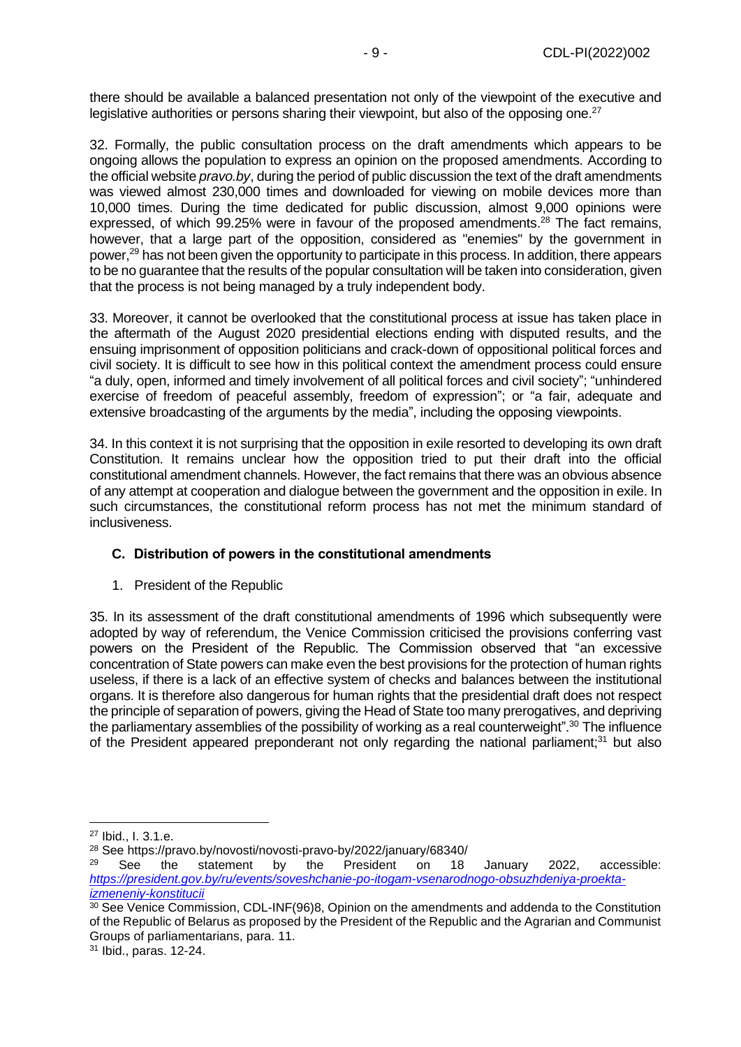there should be available a balanced presentation not only of the viewpoint of the executive and legislative authorities or persons sharing their viewpoint, but also of the opposing one.[27]

32. Formally, the public consultation process on the draft amendments which appears to be ongoing allows the population to express an opinion on the proposed amendments. According to the official website *pravo.by*, during the period of public discussion the text of the draft amendments was viewed almost 230,000 times and downloaded for viewing on mobile devices more than 10,000 times. During the time dedicated for public discussion, almost 9,000 opinions were expressed, of which 99.25% were in favour of the proposed amendments.[28] The fact remains, however, that a large part of the opposition, considered as "enemies" by the government in power,[29] has not been given the opportunity to participate in this process. In addition, there appears to be no guarantee that the results of the popular consultation will be taken into consideration, given that the process is not being managed by a truly independent body.

33. Moreover, it cannot be overlooked that the constitutional process at issue has taken place in the aftermath of the August 2020 presidential elections ending with disputed results, and the ensuing imprisonment of opposition politicians and crack-down of oppositional political forces and civil society. It is difficult to see how in this political context the amendment process could ensure "a duly, open, informed and timely involvement of all political forces and civil society"; "unhindered exercise of freedom of peaceful assembly, freedom of expression"; or "a fair, adequate and extensive broadcasting of the arguments by the media", including the opposing viewpoints.

34. In this context it is not surprising that the opposition in exile resorted to developing its own draft Constitution. It remains unclear how the opposition tried to put their draft into the official constitutional amendment channels. However, the fact remains that there was an obvious absence of any attempt at cooperation and dialogue between the government and the opposition in exile. In such circumstances, the constitutional reform process has not met the minimum standard of inclusiveness.

### C. Distribution of powers in the constitutional amendments

1. President of the Republic

35. In its assessment of the draft constitutional amendments of 1996 which subsequently were adopted by way of referendum, the Venice Commission criticised the provisions conferring vast powers on the President of the Republic. The Commission observed that "an excessive concentration of State powers can make even the best provisions for the protection of human rights useless, if there is a lack of an effective system of checks and balances between the institutional organs. It is therefore also dangerous for human rights that the presidential draft does not respect the principle of separation of powers, giving the Head of State too many prerogatives, and depriving the parliamentary assemblies of the possibility of working as a real counterweight".[30] The influence of the President appeared preponderant not only regarding the national parliament;[31] but also

---

[27] Ibid., I. 3.1.e.

[28] See https://pravo.by/novosti/novosti-pravo-by/2022/january/68340/

[29] See the statement by the President on 18 January 2022, accessible: *https://president.gov.by/ru/events/soveshchanie-po-itogam-vsenarodnogo-obsuzhdeniya-proekta-izmeneniy-konstitucii*

[30] See Venice Commission, CDL-INF(96)8, Opinion on the amendments and addenda to the Constitution of the Republic of Belarus as proposed by the President of the Republic and the Agrarian and Communist Groups of parliamentarians, para. 11.

[31] Ibid., paras. 12-24.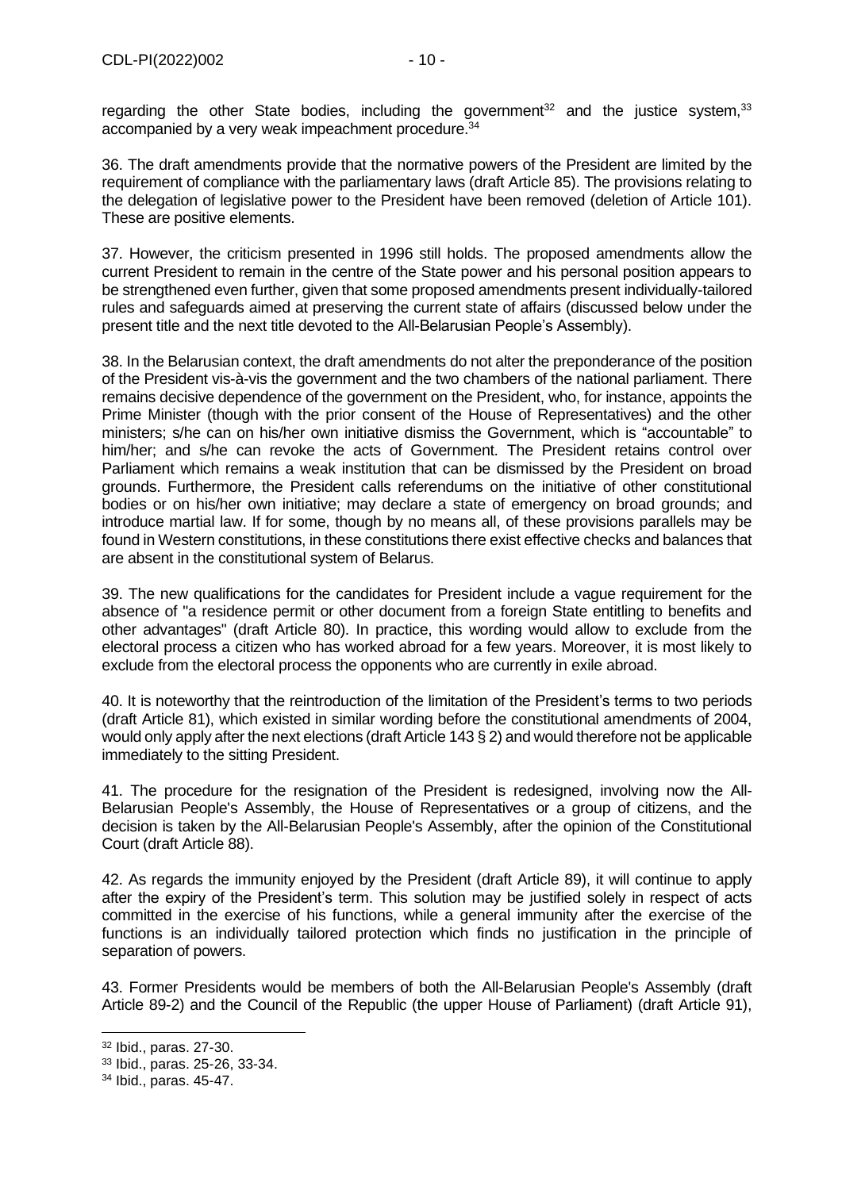regarding the other State bodies, including the government[32] and the justice system,[33] accompanied by a very weak impeachment procedure.[34]

36. The draft amendments provide that the normative powers of the President are limited by the requirement of compliance with the parliamentary laws (draft Article 85). The provisions relating to the delegation of legislative power to the President have been removed (deletion of Article 101). These are positive elements.

37. However, the criticism presented in 1996 still holds. The proposed amendments allow the current President to remain in the centre of the State power and his personal position appears to be strengthened even further, given that some proposed amendments present individually-tailored rules and safeguards aimed at preserving the current state of affairs (discussed below under the present title and the next title devoted to the All-Belarusian People's Assembly).

38. In the Belarusian context, the draft amendments do not alter the preponderance of the position of the President vis-à-vis the government and the two chambers of the national parliament. There remains decisive dependence of the government on the President, who, for instance, appoints the Prime Minister (though with the prior consent of the House of Representatives) and the other ministers; s/he can on his/her own initiative dismiss the Government, which is "accountable" to him/her; and s/he can revoke the acts of Government. The President retains control over Parliament which remains a weak institution that can be dismissed by the President on broad grounds. Furthermore, the President calls referendums on the initiative of other constitutional bodies or on his/her own initiative; may declare a state of emergency on broad grounds; and introduce martial law. If for some, though by no means all, of these provisions parallels may be found in Western constitutions, in these constitutions there exist effective checks and balances that are absent in the constitutional system of Belarus.

39. The new qualifications for the candidates for President include a vague requirement for the absence of "a residence permit or other document from a foreign State entitling to benefits and other advantages" (draft Article 80). In practice, this wording would allow to exclude from the electoral process a citizen who has worked abroad for a few years. Moreover, it is most likely to exclude from the electoral process the opponents who are currently in exile abroad.

40. It is noteworthy that the reintroduction of the limitation of the President's terms to two periods (draft Article 81), which existed in similar wording before the constitutional amendments of 2004, would only apply after the next elections (draft Article 143 § 2) and would therefore not be applicable immediately to the sitting President.

41. The procedure for the resignation of the President is redesigned, involving now the All-Belarusian People's Assembly, the House of Representatives or a group of citizens, and the decision is taken by the All-Belarusian People's Assembly, after the opinion of the Constitutional Court (draft Article 88).

42. As regards the immunity enjoyed by the President (draft Article 89), it will continue to apply after the expiry of the President's term. This solution may be justified solely in respect of acts committed in the exercise of his functions, while a general immunity after the exercise of the functions is an individually tailored protection which finds no justification in the principle of separation of powers.

43. Former Presidents would be members of both the All-Belarusian People's Assembly (draft Article 89-2) and the Council of the Republic (the upper House of Parliament) (draft Article 91),

---

[32] Ibid., paras. 27-30.

[33] Ibid., paras. 25-26, 33-34.

[34] Ibid., paras. 45-47.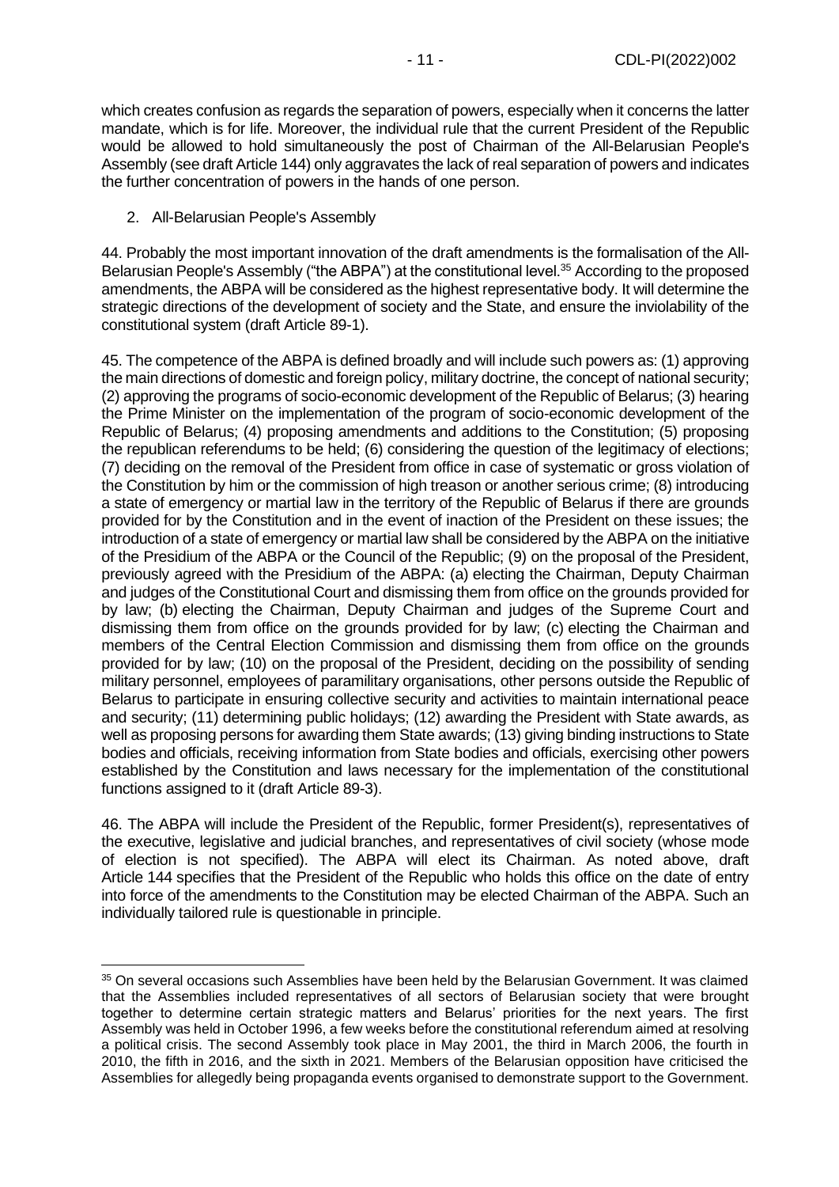which creates confusion as regards the separation of powers, especially when it concerns the latter mandate, which is for life. Moreover, the individual rule that the current President of the Republic would be allowed to hold simultaneously the post of Chairman of the All-Belarusian People's Assembly (see draft Article 144) only aggravates the lack of real separation of powers and indicates the further concentration of powers in the hands of one person.

2. All-Belarusian People's Assembly

44. Probably the most important innovation of the draft amendments is the formalisation of the All-Belarusian People's Assembly ("the ABPA") at the constitutional level.[35] According to the proposed amendments, the ABPA will be considered as the highest representative body. It will determine the strategic directions of the development of society and the State, and ensure the inviolability of the constitutional system (draft Article 89-1).

45. The competence of the ABPA is defined broadly and will include such powers as: (1) approving the main directions of domestic and foreign policy, military doctrine, the concept of national security; (2) approving the programs of socio-economic development of the Republic of Belarus; (3) hearing the Prime Minister on the implementation of the program of socio-economic development of the Republic of Belarus; (4) proposing amendments and additions to the Constitution; (5) proposing the republican referendums to be held; (6) considering the question of the legitimacy of elections; (7) deciding on the removal of the President from office in case of systematic or gross violation of the Constitution by him or the commission of high treason or another serious crime; (8) introducing a state of emergency or martial law in the territory of the Republic of Belarus if there are grounds provided for by the Constitution and in the event of inaction of the President on these issues; the introduction of a state of emergency or martial law shall be considered by the ABPA on the initiative of the Presidium of the ABPA or the Council of the Republic; (9) on the proposal of the President, previously agreed with the Presidium of the ABPA: (a) electing the Chairman, Deputy Chairman and judges of the Constitutional Court and dismissing them from office on the grounds provided for by law; (b) electing the Chairman, Deputy Chairman and judges of the Supreme Court and dismissing them from office on the grounds provided for by law; (c) electing the Chairman and members of the Central Election Commission and dismissing them from office on the grounds provided for by law; (10) on the proposal of the President, deciding on the possibility of sending military personnel, employees of paramilitary organisations, other persons outside the Republic of Belarus to participate in ensuring collective security and activities to maintain international peace and security; (11) determining public holidays; (12) awarding the President with State awards, as well as proposing persons for awarding them State awards; (13) giving binding instructions to State bodies and officials, receiving information from State bodies and officials, exercising other powers established by the Constitution and laws necessary for the implementation of the constitutional functions assigned to it (draft Article 89-3).

46. The ABPA will include the President of the Republic, former President(s), representatives of the executive, legislative and judicial branches, and representatives of civil society (whose mode of election is not specified). The ABPA will elect its Chairman. As noted above, draft Article 144 specifies that the President of the Republic who holds this office on the date of entry into force of the amendments to the Constitution may be elected Chairman of the ABPA. Such an individually tailored rule is questionable in principle.

[35] On several occasions such Assemblies have been held by the Belarusian Government. It was claimed that the Assemblies included representatives of all sectors of Belarusian society that were brought together to determine certain strategic matters and Belarus' priorities for the next years. The first Assembly was held in October 1996, a few weeks before the constitutional referendum aimed at resolving a political crisis. The second Assembly took place in May 2001, the third in March 2006, the fourth in 2010, the fifth in 2016, and the sixth in 2021. Members of the Belarusian opposition have criticised the Assemblies for allegedly being propaganda events organised to demonstrate support to the Government.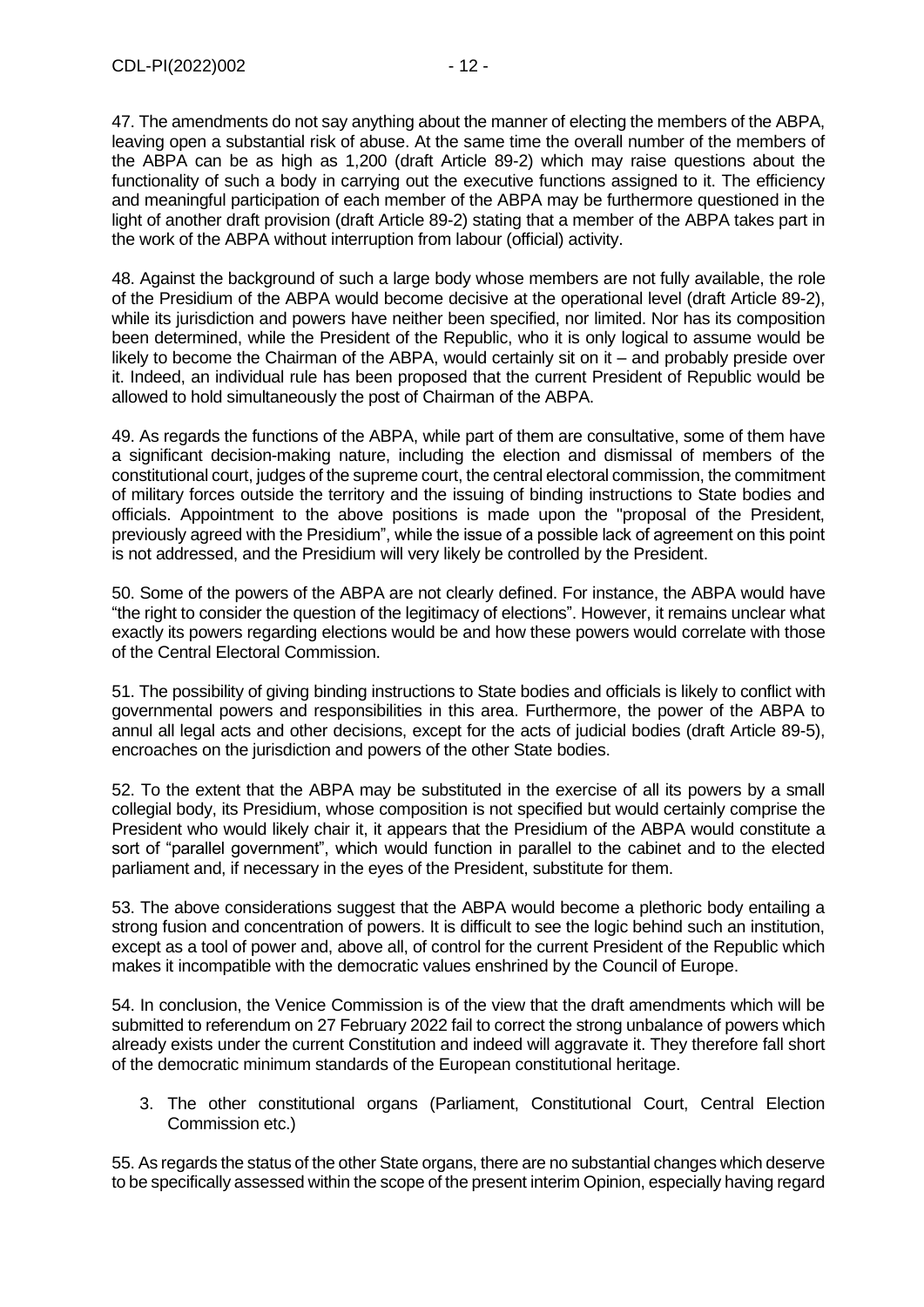47. The amendments do not say anything about the manner of electing the members of the ABPA, leaving open a substantial risk of abuse. At the same time the overall number of the members of the ABPA can be as high as 1,200 (draft Article 89-2) which may raise questions about the functionality of such a body in carrying out the executive functions assigned to it. The efficiency and meaningful participation of each member of the ABPA may be furthermore questioned in the light of another draft provision (draft Article 89-2) stating that a member of the ABPA takes part in the work of the ABPA without interruption from labour (official) activity.

48. Against the background of such a large body whose members are not fully available, the role of the Presidium of the ABPA would become decisive at the operational level (draft Article 89-2), while its jurisdiction and powers have neither been specified, nor limited. Nor has its composition been determined, while the President of the Republic, who it is only logical to assume would be likely to become the Chairman of the ABPA, would certainly sit on it – and probably preside over it. Indeed, an individual rule has been proposed that the current President of Republic would be allowed to hold simultaneously the post of Chairman of the ABPA.

49. As regards the functions of the ABPA, while part of them are consultative, some of them have a significant decision-making nature, including the election and dismissal of members of the constitutional court, judges of the supreme court, the central electoral commission, the commitment of military forces outside the territory and the issuing of binding instructions to State bodies and officials. Appointment to the above positions is made upon the "proposal of the President, previously agreed with the Presidium", while the issue of a possible lack of agreement on this point is not addressed, and the Presidium will very likely be controlled by the President.

50. Some of the powers of the ABPA are not clearly defined. For instance, the ABPA would have "the right to consider the question of the legitimacy of elections". However, it remains unclear what exactly its powers regarding elections would be and how these powers would correlate with those of the Central Electoral Commission.

51. The possibility of giving binding instructions to State bodies and officials is likely to conflict with governmental powers and responsibilities in this area. Furthermore, the power of the ABPA to annul all legal acts and other decisions, except for the acts of judicial bodies (draft Article 89-5), encroaches on the jurisdiction and powers of the other State bodies.

52. To the extent that the ABPA may be substituted in the exercise of all its powers by a small collegial body, its Presidium, whose composition is not specified but would certainly comprise the President who would likely chair it, it appears that the Presidium of the ABPA would constitute a sort of "parallel government", which would function in parallel to the cabinet and to the elected parliament and, if necessary in the eyes of the President, substitute for them.

53. The above considerations suggest that the ABPA would become a plethoric body entailing a strong fusion and concentration of powers. It is difficult to see the logic behind such an institution, except as a tool of power and, above all, of control for the current President of the Republic which makes it incompatible with the democratic values enshrined by the Council of Europe.

54. In conclusion, the Venice Commission is of the view that the draft amendments which will be submitted to referendum on 27 February 2022 fail to correct the strong unbalance of powers which already exists under the current Constitution and indeed will aggravate it. They therefore fall short of the democratic minimum standards of the European constitutional heritage.

3. The other constitutional organs (Parliament, Constitutional Court, Central Election Commission etc.)

55. As regards the status of the other State organs, there are no substantial changes which deserve to be specifically assessed within the scope of the present interim Opinion, especially having regard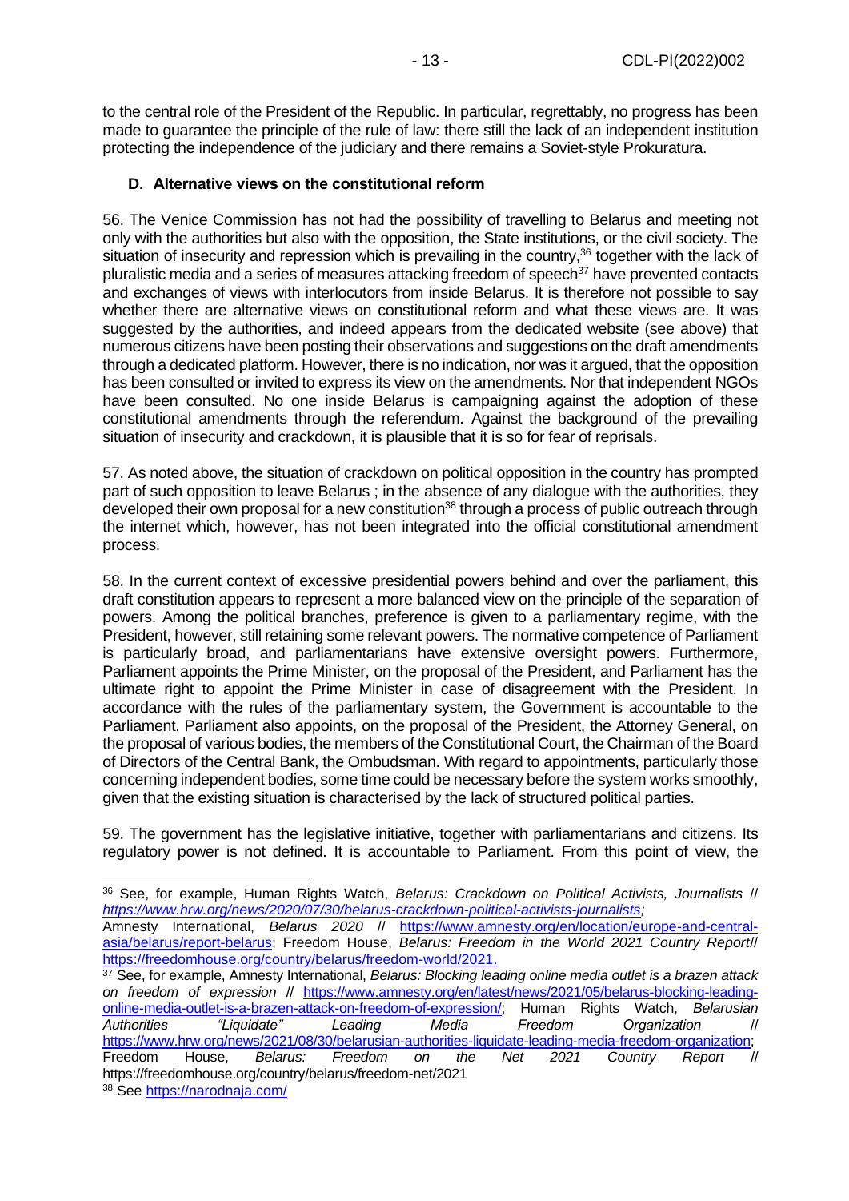to the central role of the President of the Republic. In particular, regrettably, no progress has been made to guarantee the principle of the rule of law: there still the lack of an independent institution protecting the independence of the judiciary and there remains a Soviet-style Prokuratura.

### D. Alternative views on the constitutional reform

56. The Venice Commission has not had the possibility of travelling to Belarus and meeting not only with the authorities but also with the opposition, the State institutions, or the civil society. The situation of insecurity and repression which is prevailing in the country,[36] together with the lack of pluralistic media and a series of measures attacking freedom of speech[37] have prevented contacts and exchanges of views with interlocutors from inside Belarus. It is therefore not possible to say whether there are alternative views on constitutional reform and what these views are. It was suggested by the authorities, and indeed appears from the dedicated website (see above) that numerous citizens have been posting their observations and suggestions on the draft amendments through a dedicated platform. However, there is no indication, nor was it argued, that the opposition has been consulted or invited to express its view on the amendments. Nor that independent NGOs have been consulted. No one inside Belarus is campaigning against the adoption of these constitutional amendments through the referendum. Against the background of the prevailing situation of insecurity and crackdown, it is plausible that it is so for fear of reprisals.

57. As noted above, the situation of crackdown on political opposition in the country has prompted part of such opposition to leave Belarus ; in the absence of any dialogue with the authorities, they developed their own proposal for a new constitution[38] through a process of public outreach through the internet which, however, has not been integrated into the official constitutional amendment process.

58. In the current context of excessive presidential powers behind and over the parliament, this draft constitution appears to represent a more balanced view on the principle of the separation of powers. Among the political branches, preference is given to a parliamentary regime, with the President, however, still retaining some relevant powers. The normative competence of Parliament is particularly broad, and parliamentarians have extensive oversight powers. Furthermore, Parliament appoints the Prime Minister, on the proposal of the President, and Parliament has the ultimate right to appoint the Prime Minister in case of disagreement with the President. In accordance with the rules of the parliamentary system, the Government is accountable to the Parliament. Parliament also appoints, on the proposal of the President, the Attorney General, on the proposal of various bodies, the members of the Constitutional Court, the Chairman of the Board of Directors of the Central Bank, the Ombudsman. With regard to appointments, particularly those concerning independent bodies, some time could be necessary before the system works smoothly, given that the existing situation is characterised by the lack of structured political parties.

59. The government has the legislative initiative, together with parliamentarians and citizens. Its regulatory power is not defined. It is accountable to Parliament. From this point of view, the

---

[36] See, for example, Human Rights Watch, *Belarus: Crackdown on Political Activists, Journalists* // *https://www.hrw.org/news/2020/07/30/belarus-crackdown-political-activists-journalists;*
Amnesty International, *Belarus 2020* // https://www.amnesty.org/en/location/europe-and-central-asia/belarus/report-belarus; Freedom House, *Belarus: Freedom in the World 2021 Country Report*// https://freedomhouse.org/country/belarus/freedom-world/2021.

[37] See, for example, Amnesty International, *Belarus: Blocking leading online media outlet is a brazen attack on freedom of expression* // https://www.amnesty.org/en/latest/news/2021/05/belarus-blocking-leading-online-media-outlet-is-a-brazen-attack-on-freedom-of-expression/; Human Rights Watch, *Belarusian Authorities "Liquidate" Leading Media Freedom Organization* // https://www.hrw.org/news/2021/08/30/belarusian-authorities-liquidate-leading-media-freedom-organization; Freedom House, *Belarus: Freedom on the Net 2021 Country Report* // https://freedomhouse.org/country/belarus/freedom-net/2021

[38] See https://narodnaja.com/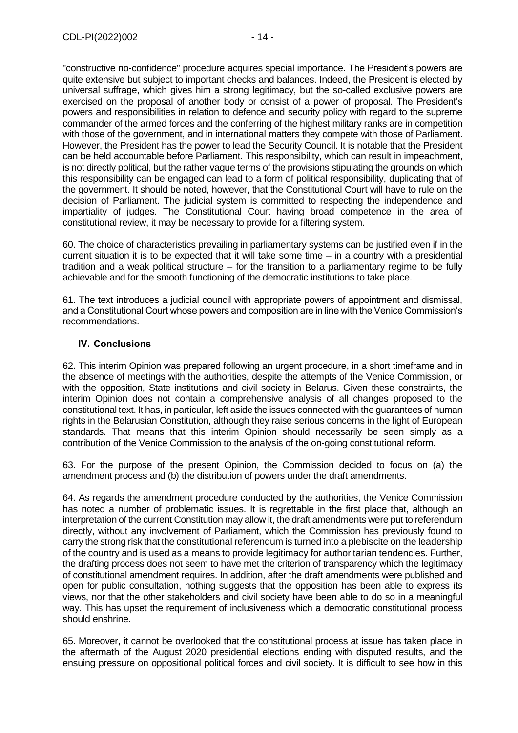"constructive no-confidence" procedure acquires special importance. The President's powers are quite extensive but subject to important checks and balances. Indeed, the President is elected by universal suffrage, which gives him a strong legitimacy, but the so-called exclusive powers are exercised on the proposal of another body or consist of a power of proposal. The President's powers and responsibilities in relation to defence and security policy with regard to the supreme commander of the armed forces and the conferring of the highest military ranks are in competition with those of the government, and in international matters they compete with those of Parliament. However, the President has the power to lead the Security Council. It is notable that the President can be held accountable before Parliament. This responsibility, which can result in impeachment, is not directly political, but the rather vague terms of the provisions stipulating the grounds on which this responsibility can be engaged can lead to a form of political responsibility, duplicating that of the government. It should be noted, however, that the Constitutional Court will have to rule on the decision of Parliament. The judicial system is committed to respecting the independence and impartiality of judges. The Constitutional Court having broad competence in the area of constitutional review, it may be necessary to provide for a filtering system.

60. The choice of characteristics prevailing in parliamentary systems can be justified even if in the current situation it is to be expected that it will take some time – in a country with a presidential tradition and a weak political structure – for the transition to a parliamentary regime to be fully achievable and for the smooth functioning of the democratic institutions to take place.

61. The text introduces a judicial council with appropriate powers of appointment and dismissal, and a Constitutional Court whose powers and composition are in line with the Venice Commission's recommendations.

## IV. Conclusions

62. This interim Opinion was prepared following an urgent procedure, in a short timeframe and in the absence of meetings with the authorities, despite the attempts of the Venice Commission, or with the opposition, State institutions and civil society in Belarus. Given these constraints, the interim Opinion does not contain a comprehensive analysis of all changes proposed to the constitutional text. It has, in particular, left aside the issues connected with the guarantees of human rights in the Belarusian Constitution, although they raise serious concerns in the light of European standards. That means that this interim Opinion should necessarily be seen simply as a contribution of the Venice Commission to the analysis of the on-going constitutional reform.

63. For the purpose of the present Opinion, the Commission decided to focus on (a) the amendment process and (b) the distribution of powers under the draft amendments.

64. As regards the amendment procedure conducted by the authorities, the Venice Commission has noted a number of problematic issues. It is regrettable in the first place that, although an interpretation of the current Constitution may allow it, the draft amendments were put to referendum directly, without any involvement of Parliament, which the Commission has previously found to carry the strong risk that the constitutional referendum is turned into a plebiscite on the leadership of the country and is used as a means to provide legitimacy for authoritarian tendencies. Further, the drafting process does not seem to have met the criterion of transparency which the legitimacy of constitutional amendment requires. In addition, after the draft amendments were published and open for public consultation, nothing suggests that the opposition has been able to express its views, nor that the other stakeholders and civil society have been able to do so in a meaningful way. This has upset the requirement of inclusiveness which a democratic constitutional process should enshrine.

65. Moreover, it cannot be overlooked that the constitutional process at issue has taken place in the aftermath of the August 2020 presidential elections ending with disputed results, and the ensuing pressure on oppositional political forces and civil society. It is difficult to see how in this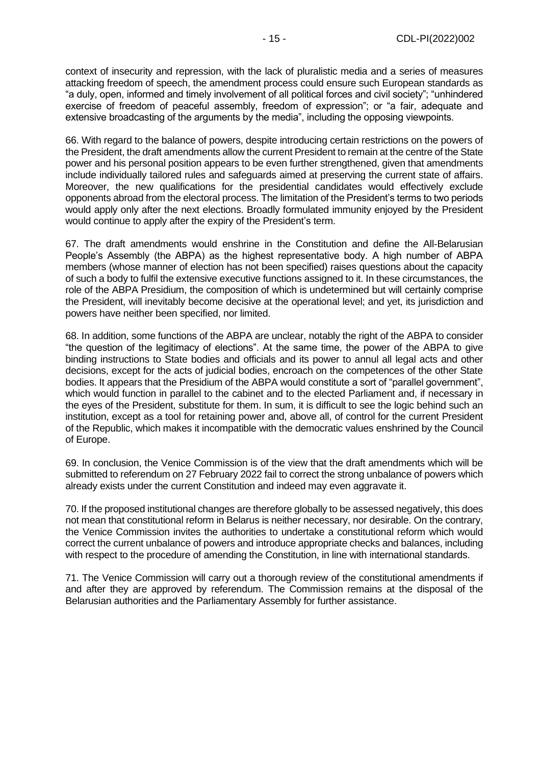context of insecurity and repression, with the lack of pluralistic media and a series of measures attacking freedom of speech, the amendment process could ensure such European standards as "a duly, open, informed and timely involvement of all political forces and civil society"; "unhindered exercise of freedom of peaceful assembly, freedom of expression"; or "a fair, adequate and extensive broadcasting of the arguments by the media", including the opposing viewpoints.

66. With regard to the balance of powers, despite introducing certain restrictions on the powers of the President, the draft amendments allow the current President to remain at the centre of the State power and his personal position appears to be even further strengthened, given that amendments include individually tailored rules and safeguards aimed at preserving the current state of affairs. Moreover, the new qualifications for the presidential candidates would effectively exclude opponents abroad from the electoral process. The limitation of the President's terms to two periods would apply only after the next elections. Broadly formulated immunity enjoyed by the President would continue to apply after the expiry of the President's term.

67. The draft amendments would enshrine in the Constitution and define the All-Belarusian People's Assembly (the ABPA) as the highest representative body. A high number of ABPA members (whose manner of election has not been specified) raises questions about the capacity of such a body to fulfil the extensive executive functions assigned to it. In these circumstances, the role of the ABPA Presidium, the composition of which is undetermined but will certainly comprise the President, will inevitably become decisive at the operational level; and yet, its jurisdiction and powers have neither been specified, nor limited.

68. In addition, some functions of the ABPA are unclear, notably the right of the ABPA to consider "the question of the legitimacy of elections". At the same time, the power of the ABPA to give binding instructions to State bodies and officials and its power to annul all legal acts and other decisions, except for the acts of judicial bodies, encroach on the competences of the other State bodies. It appears that the Presidium of the ABPA would constitute a sort of "parallel government", which would function in parallel to the cabinet and to the elected Parliament and, if necessary in the eyes of the President, substitute for them. In sum, it is difficult to see the logic behind such an institution, except as a tool for retaining power and, above all, of control for the current President of the Republic, which makes it incompatible with the democratic values enshrined by the Council of Europe.

69. In conclusion, the Venice Commission is of the view that the draft amendments which will be submitted to referendum on 27 February 2022 fail to correct the strong unbalance of powers which already exists under the current Constitution and indeed may even aggravate it.

70. If the proposed institutional changes are therefore globally to be assessed negatively, this does not mean that constitutional reform in Belarus is neither necessary, nor desirable. On the contrary, the Venice Commission invites the authorities to undertake a constitutional reform which would correct the current unbalance of powers and introduce appropriate checks and balances, including with respect to the procedure of amending the Constitution, in line with international standards.

71. The Venice Commission will carry out a thorough review of the constitutional amendments if and after they are approved by referendum. The Commission remains at the disposal of the Belarusian authorities and the Parliamentary Assembly for further assistance.